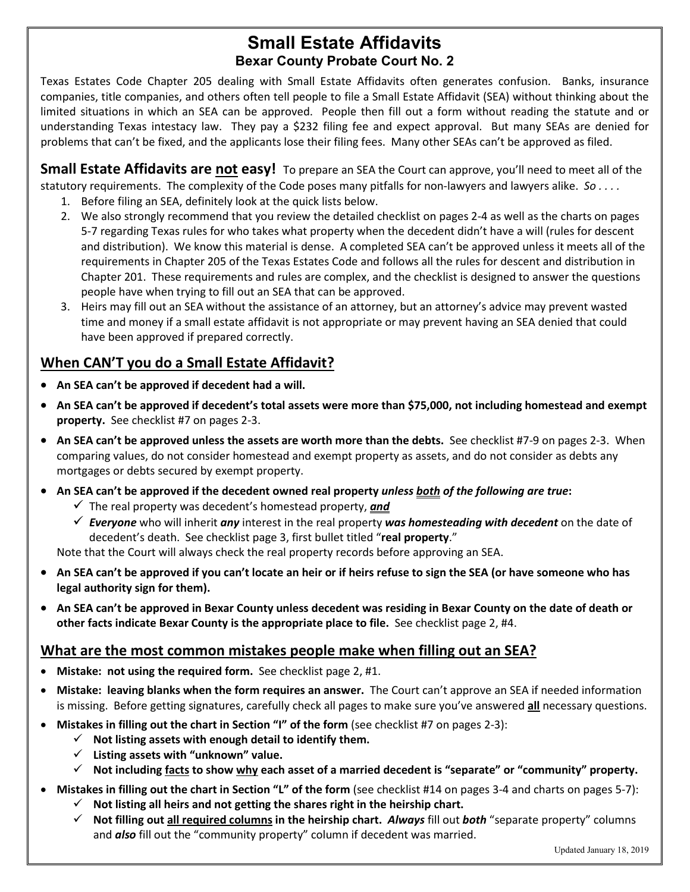# Small Estate Affidavits

## Bexar County Probate Court No. 2

Texas Estates Code Chapter 205 dealing with Small Estate Affidavits often generates confusion. Banks, insurance companies, title companies, and others often tell people to file a Small Estate Affidavit (SEA) without thinking about the limited situations in which an SEA can be approved. People then fill out a form without reading the statute and or understanding Texas intestacy law. They pay a $232 filing fee and expect approval. But many SEAs are denied for problems that can't be fixed, and the applicants lose their filing fees. Many other SEAs can't be approved as filed.

**Small Estate Affidavits are <u>not</u> easy!** To prepare an SEA the Court can approve, you'll need to meet all of the statutory requirements. The complexity of the Code poses many pitfalls for non-lawyers and lawyers alike. *So . . . .*

1. Before filing an SEA, definitely look at the quick lists below.
2. We also strongly recommend that you review the detailed checklist on pages 2-4 as well as the charts on pages 5-7 regarding Texas rules for who takes what property when the decedent didn't have a will (rules for descent and distribution). We know this material is dense. A completed SEA can't be approved unless it meets all of the requirements in Chapter 205 of the Texas Estates Code and follows all the rules for descent and distribution in Chapter 201. These requirements and rules are complex, and the checklist is designed to answer the questions people have when trying to fill out an SEA that can be approved.
3. Heirs may fill out an SEA without the assistance of an attorney, but an attorney's advice may prevent wasted time and money if a small estate affidavit is not appropriate or may prevent having an SEA denied that could have been approved if prepared correctly.

## <u>When CAN'T you do a Small Estate Affidavit?</u>

- **An SEA can't be approved if decedent had a will.**
- **An SEA can't be approved if decedent's total assets were more than $75,000, not including homestead and exempt property.** See checklist #7 on pages 2-3.
- **An SEA can't be approved unless the assets are worth more than the debts.** See checklist #7-9 on pages 2-3. When comparing values, do not consider homestead and exempt property as assets, and do not consider as debts any mortgages or debts secured by exempt property.
- **An SEA can't be approved if the decedent owned real property *unless <u>both</u> of the following are true*:**
  - ✓ The real property was decedent's homestead property, ***<u>and</u>***
  - ✓ ***Everyone*** who will inherit ***any*** interest in the real property ***was homesteading with decedent*** on the date of decedent's death. See checklist page 3, first bullet titled "**real property**."

  Note that the Court will always check the real property records before approving an SEA.
- **An SEA can't be approved if you can't locate an heir or if heirs refuse to sign the SEA (or have someone who has legal authority sign for them).**
- **An SEA can't be approved in Bexar County unless decedent was residing in Bexar County on the date of death or other facts indicate Bexar County is the appropriate place to file.** See checklist page 2, #4.

## <u>What are the most common mistakes people make when filling out an SEA?</u>

- **Mistake: not using the required form.** See checklist page 2, #1.
- **Mistake: leaving blanks when the form requires an answer.** The Court can't approve an SEA if needed information is missing. Before getting signatures, carefully check all pages to make sure you've answered **<u>all</u>** necessary questions.
- **Mistakes in filling out the chart in Section "I" of the form** (see checklist #7 on pages 2-3):
  - ✓ **Not listing assets with enough detail to identify them.**
  - ✓ **Listing assets with "unknown" value.**
  - ✓ **Not including <u>facts</u> to show <u>why</u> each asset of a married decedent is "separate" or "community" property.**
- **Mistakes in filling out the chart in Section "L" of the form** (see checklist #14 on pages 3-4 and charts on pages 5-7):
  - ✓ **Not listing all heirs and not getting the shares right in the heirship chart.**
  - ✓ **Not filling out <u>all required columns</u> in the heirship chart. *Always*** fill out ***both*** "separate property" columns and ***also*** fill out the "community property" column if decedent was married.

Updated January 18, 2019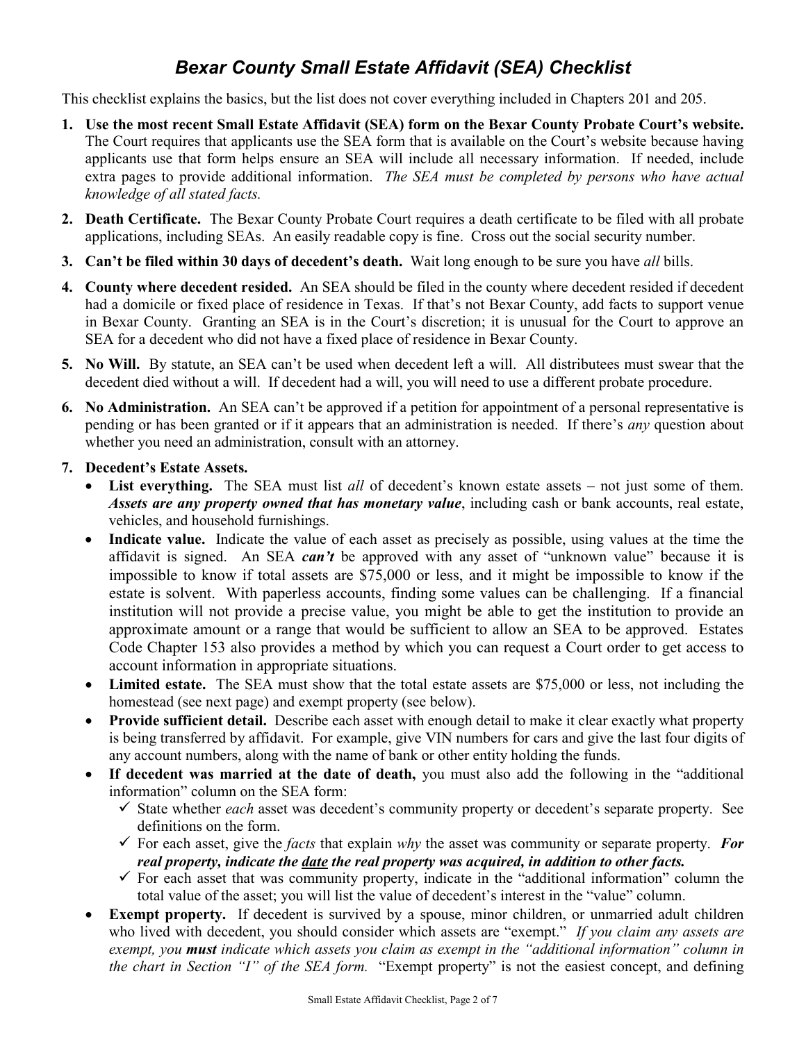# *Bexar County Small Estate Affidavit (SEA) Checklist*

This checklist explains the basics, but the list does not cover everything included in Chapters 201 and 205.

1. **Use the most recent Small Estate Affidavit (SEA) form on the Bexar County Probate Court's website.** The Court requires that applicants use the SEA form that is available on the Court's website because having applicants use that form helps ensure an SEA will include all necessary information. If needed, include extra pages to provide additional information. *The SEA must be completed by persons who have actual knowledge of all stated facts.*

2. **Death Certificate.** The Bexar County Probate Court requires a death certificate to be filed with all probate applications, including SEAs. An easily readable copy is fine. Cross out the social security number.

3. **Can't be filed within 30 days of decedent's death.** Wait long enough to be sure you have *all* bills.

4. **County where decedent resided.** An SEA should be filed in the county where decedent resided if decedent had a domicile or fixed place of residence in Texas. If that's not Bexar County, add facts to support venue in Bexar County. Granting an SEA is in the Court's discretion; it is unusual for the Court to approve an SEA for a decedent who did not have a fixed place of residence in Bexar County.

5. **No Will.** By statute, an SEA can't be used when decedent left a will. All distributees must swear that the decedent died without a will. If decedent had a will, you will need to use a different probate procedure.

6. **No Administration.** An SEA can't be approved if a petition for appointment of a personal representative is pending or has been granted or if it appears that an administration is needed. If there's *any* question about whether you need an administration, consult with an attorney.

7. **Decedent's Estate Assets.**
   - **List everything.** The SEA must list *all* of decedent's known estate assets – not just some of them. ***Assets are any property owned that has monetary value***, including cash or bank accounts, real estate, vehicles, and household furnishings.
   - **Indicate value.** Indicate the value of each asset as precisely as possible, using values at the time the affidavit is signed. An SEA ***can't*** be approved with any asset of "unknown value" because it is impossible to know if total assets are $75,000 or less, and it might be impossible to know if the estate is solvent. With paperless accounts, finding some values can be challenging. If a financial institution will not provide a precise value, you might be able to get the institution to provide an approximate amount or a range that would be sufficient to allow an SEA to be approved. Estates Code Chapter 153 also provides a method by which you can request a Court order to get access to account information in appropriate situations.
   - **Limited estate.** The SEA must show that the total estate assets are $75,000 or less, not including the homestead (see next page) and exempt property (see below).
   - **Provide sufficient detail.** Describe each asset with enough detail to make it clear exactly what property is being transferred by affidavit. For example, give VIN numbers for cars and give the last four digits of any account numbers, along with the name of bank or other entity holding the funds.
   - **If decedent was married at the date of death,** you must also add the following in the "additional information" column on the SEA form:
     - ✓ State whether *each* asset was decedent's community property or decedent's separate property. See definitions on the form.
     - ✓ For each asset, give the *facts* that explain *why* the asset was community or separate property. ***For real property, indicate the <u>date</u> the real property was acquired, in addition to other facts.***
     - ✓ For each asset that was community property, indicate in the "additional information" column the total value of the asset; you will list the value of decedent's interest in the "value" column.
   - **Exempt property.** If decedent is survived by a spouse, minor children, or unmarried adult children who lived with decedent, you should consider which assets are "exempt." *If you claim any assets are exempt, you* ***must*** *indicate which assets you claim as exempt in the "additional information" column in the chart in Section "I" of the SEA form.* "Exempt property" is not the easiest concept, and defining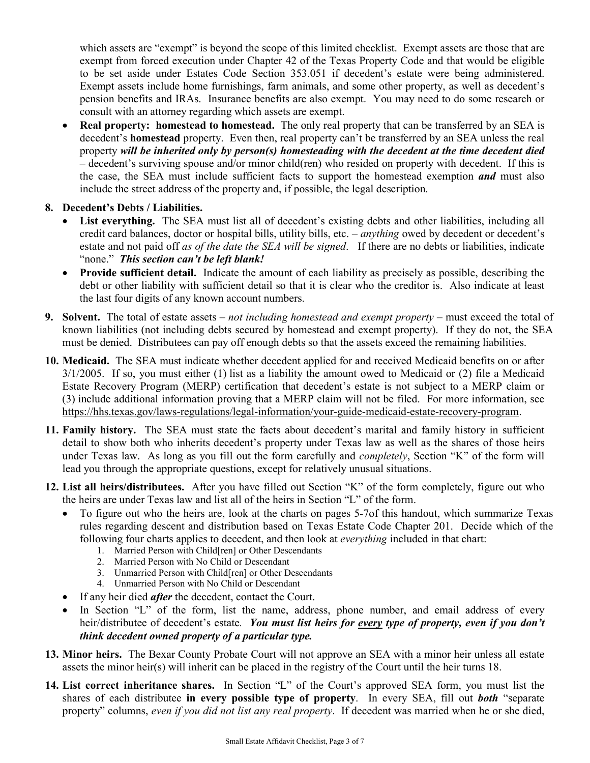which assets are "exempt" is beyond the scope of this limited checklist. Exempt assets are those that are exempt from forced execution under Chapter 42 of the Texas Property Code and that would be eligible to be set aside under Estates Code Section 353.051 if decedent's estate were being administered. Exempt assets include home furnishings, farm animals, and some other property, as well as decedent's pension benefits and IRAs. Insurance benefits are also exempt. You may need to do some research or consult with an attorney regarding which assets are exempt.

- **Real property: homestead to homestead.** The only real property that can be transferred by an SEA is decedent's **homestead** property. Even then, real property can't be transferred by an SEA unless the real property ***will be inherited only by person(s) homesteading with the decedent at the time decedent died*** – decedent's surviving spouse and/or minor child(ren) who resided on property with decedent. If this is the case, the SEA must include sufficient facts to support the homestead exemption ***and*** must also include the street address of the property and, if possible, the legal description.

**8. Decedent's Debts / Liabilities.**

- **List everything.** The SEA must list all of decedent's existing debts and other liabilities, including all credit card balances, doctor or hospital bills, utility bills, etc. – *anything* owed by decedent or decedent's estate and not paid off *as of the date the SEA will be signed*. If there are no debts or liabilities, indicate "none." ***This section can't be left blank!***
- **Provide sufficient detail.** Indicate the amount of each liability as precisely as possible, describing the debt or other liability with sufficient detail so that it is clear who the creditor is. Also indicate at least the last four digits of any known account numbers.

**9. Solvent.** The total of estate assets – *not including homestead and exempt property* – must exceed the total of known liabilities (not including debts secured by homestead and exempt property). If they do not, the SEA must be denied. Distributees can pay off enough debts so that the assets exceed the remaining liabilities.

**10. Medicaid.** The SEA must indicate whether decedent applied for and received Medicaid benefits on or after 3/1/2005. If so, you must either (1) list as a liability the amount owed to Medicaid or (2) file a Medicaid Estate Recovery Program (MERP) certification that decedent's estate is not subject to a MERP claim or (3) include additional information proving that a MERP claim will not be filed. For more information, see https://hhs.texas.gov/laws-regulations/legal-information/your-guide-medicaid-estate-recovery-program.

**11. Family history.** The SEA must state the facts about decedent's marital and family history in sufficient detail to show both who inherits decedent's property under Texas law as well as the shares of those heirs under Texas law. As long as you fill out the form carefully and *completely*, Section "K" of the form will lead you through the appropriate questions, except for relatively unusual situations.

**12. List all heirs/distributees.** After you have filled out Section "K" of the form completely, figure out who the heirs are under Texas law and list all of the heirs in Section "L" of the form.

- To figure out who the heirs are, look at the charts on pages 5-7of this handout, which summarize Texas rules regarding descent and distribution based on Texas Estate Code Chapter 201. Decide which of the following four charts applies to decedent, and then look at *everything* included in that chart:
  1. Married Person with Child[ren] or Other Descendants
  2. Married Person with No Child or Descendant
  3. Unmarried Person with Child[ren] or Other Descendants
  4. Unmarried Person with No Child or Descendant
- If any heir died ***after*** the decedent, contact the Court.
- In Section "L" of the form, list the name, address, phone number, and email address of every heir/distributee of decedent's estate. ***You must list heirs for <u>every</u> type of property, even if you don't think decedent owned property of a particular type.***

**13. Minor heirs.** The Bexar County Probate Court will not approve an SEA with a minor heir unless all estate assets the minor heir(s) will inherit can be placed in the registry of the Court until the heir turns 18.

**14. List correct inheritance shares.** In Section "L" of the Court's approved SEA form, you must list the shares of each distributee **in every possible type of property**. In every SEA, fill out ***both*** "separate property" columns, *even if you did not list any real property*. If decedent was married when he or she died,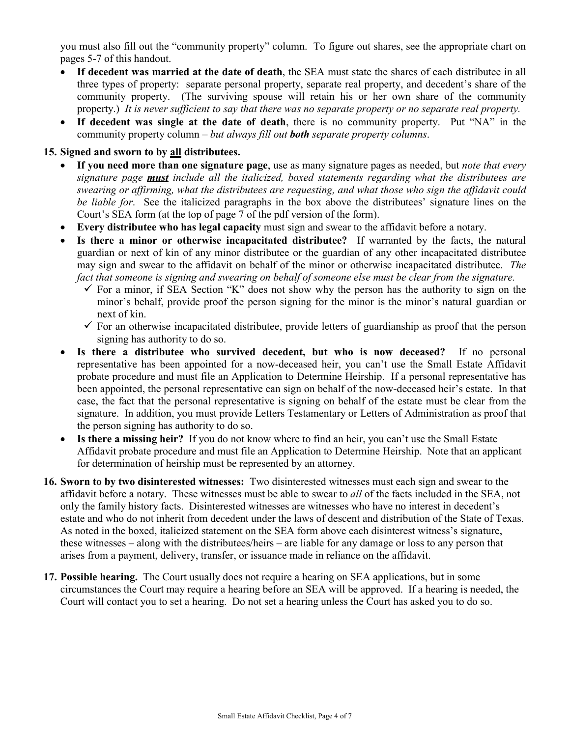you must also fill out the "community property" column. To figure out shares, see the appropriate chart on pages 5-7 of this handout.

- **If decedent was married at the date of death**, the SEA must state the shares of each distributee in all three types of property: separate personal property, separate real property, and decedent's share of the community property. (The surviving spouse will retain his or her own share of the community property.) *It is never sufficient to say that there was no separate property or no separate real property.*
- **If decedent was single at the date of death**, there is no community property. Put "NA" in the community property column – *but always fill out **both** separate property columns*.

**15. Signed and sworn to by <u>all</u> distributees.**

- **If you need more than one signature page**, use as many signature pages as needed, but *note that every signature page **<u>must</u>** include all the italicized, boxed statements regarding what the distributees are swearing or affirming, what the distributees are requesting, and what those who sign the affidavit could be liable for*. See the italicized paragraphs in the box above the distributees' signature lines on the Court's SEA form (at the top of page 7 of the pdf version of the form).
- **Every distributee who has legal capacity** must sign and swear to the affidavit before a notary.
- **Is there a minor or otherwise incapacitated distributee?** If warranted by the facts, the natural guardian or next of kin of any minor distributee or the guardian of any other incapacitated distributee may sign and swear to the affidavit on behalf of the minor or otherwise incapacitated distributee. *The fact that someone is signing and swearing on behalf of someone else must be clear from the signature.*
  - ✓ For a minor, if SEA Section "K" does not show why the person has the authority to sign on the minor's behalf, provide proof the person signing for the minor is the minor's natural guardian or next of kin.
  - ✓ For an otherwise incapacitated distributee, provide letters of guardianship as proof that the person signing has authority to do so.
- **Is there a distributee who survived decedent, but who is now deceased?** If no personal representative has been appointed for a now-deceased heir, you can't use the Small Estate Affidavit probate procedure and must file an Application to Determine Heirship. If a personal representative has been appointed, the personal representative can sign on behalf of the now-deceased heir's estate. In that case, the fact that the personal representative is signing on behalf of the estate must be clear from the signature. In addition, you must provide Letters Testamentary or Letters of Administration as proof that the person signing has authority to do so.
- **Is there a missing heir?** If you do not know where to find an heir, you can't use the Small Estate Affidavit probate procedure and must file an Application to Determine Heirship. Note that an applicant for determination of heirship must be represented by an attorney.

**16. Sworn to by two disinterested witnesses:** Two disinterested witnesses must each sign and swear to the affidavit before a notary. These witnesses must be able to swear to *all* of the facts included in the SEA, not only the family history facts. Disinterested witnesses are witnesses who have no interest in decedent's estate and who do not inherit from decedent under the laws of descent and distribution of the State of Texas. As noted in the boxed, italicized statement on the SEA form above each disinterest witness's signature, these witnesses – along with the distributees/heirs – are liable for any damage or loss to any person that arises from a payment, delivery, transfer, or issuance made in reliance on the affidavit.

**17. Possible hearing.** The Court usually does not require a hearing on SEA applications, but in some circumstances the Court may require a hearing before an SEA will be approved. If a hearing is needed, the Court will contact you to set a hearing. Do not set a hearing unless the Court has asked you to do so.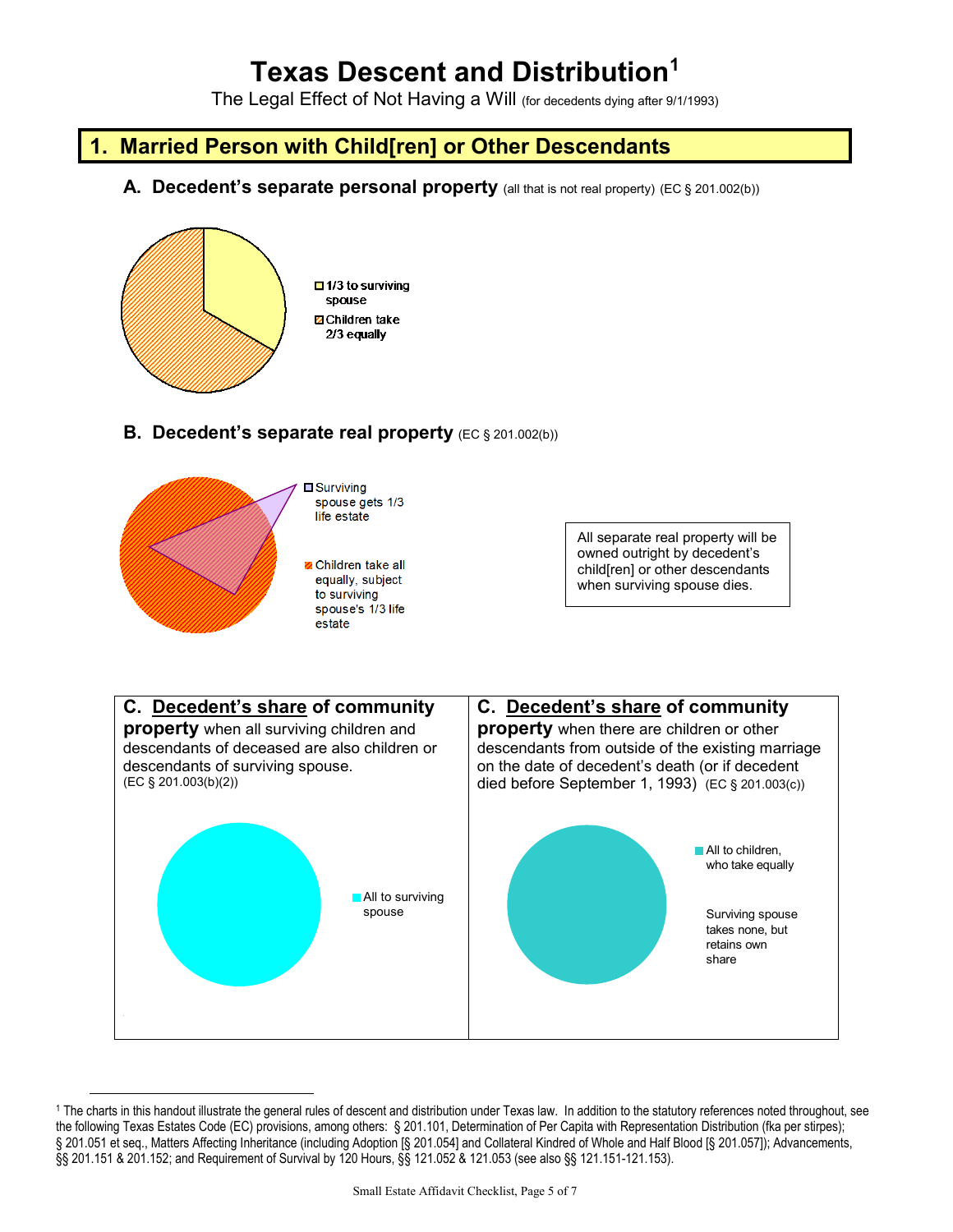# Texas Descent and Distribution[1]

The Legal Effect of Not Having a Will (for decedents dying after 9/1/1993)

## 1. Married Person with Child[ren] or Other Descendants

### A. Decedent's separate personal property (all that is not real property) (EC § 201.002(b))

- 1/3 to surviving spouse
- Children take 2/3 equally

### B. Decedent's separate real property (EC § 201.002(b))

- Surviving spouse gets 1/3 life estate
- Children take all equally, subject to surviving spouse's 1/3 life estate

All separate real property will be owned outright by decedent's child[ren] or other descendants when surviving spouse dies.

### C. Decedent's share of community property when all surviving children and descendants of deceased are also children or descendants of surviving spouse. (EC § 201.003(b)(2))

- All to surviving spouse

### C. Decedent's share of community property when there are children or other descendants from outside of the existing marriage on the date of decedent's death (or if decedent died before September 1, 1993) (EC § 201.003(c))

- All to children, who take equally

Surviving spouse takes none, but retains own share

---

[1] The charts in this handout illustrate the general rules of descent and distribution under Texas law. In addition to the statutory references noted throughout, see the following Texas Estates Code (EC) provisions, among others: § 201.101, Determination of Per Capita with Representation Distribution (fka per stirpes); § 201.051 et seq., Matters Affecting Inheritance (including Adoption [§ 201.054] and Collateral Kindred of Whole and Half Blood [§ 201.057]); Advancements, §§ 201.151 & 201.152; and Requirement of Survival by 120 Hours, §§ 121.052 & 121.053 (see also §§ 121.151-121.153).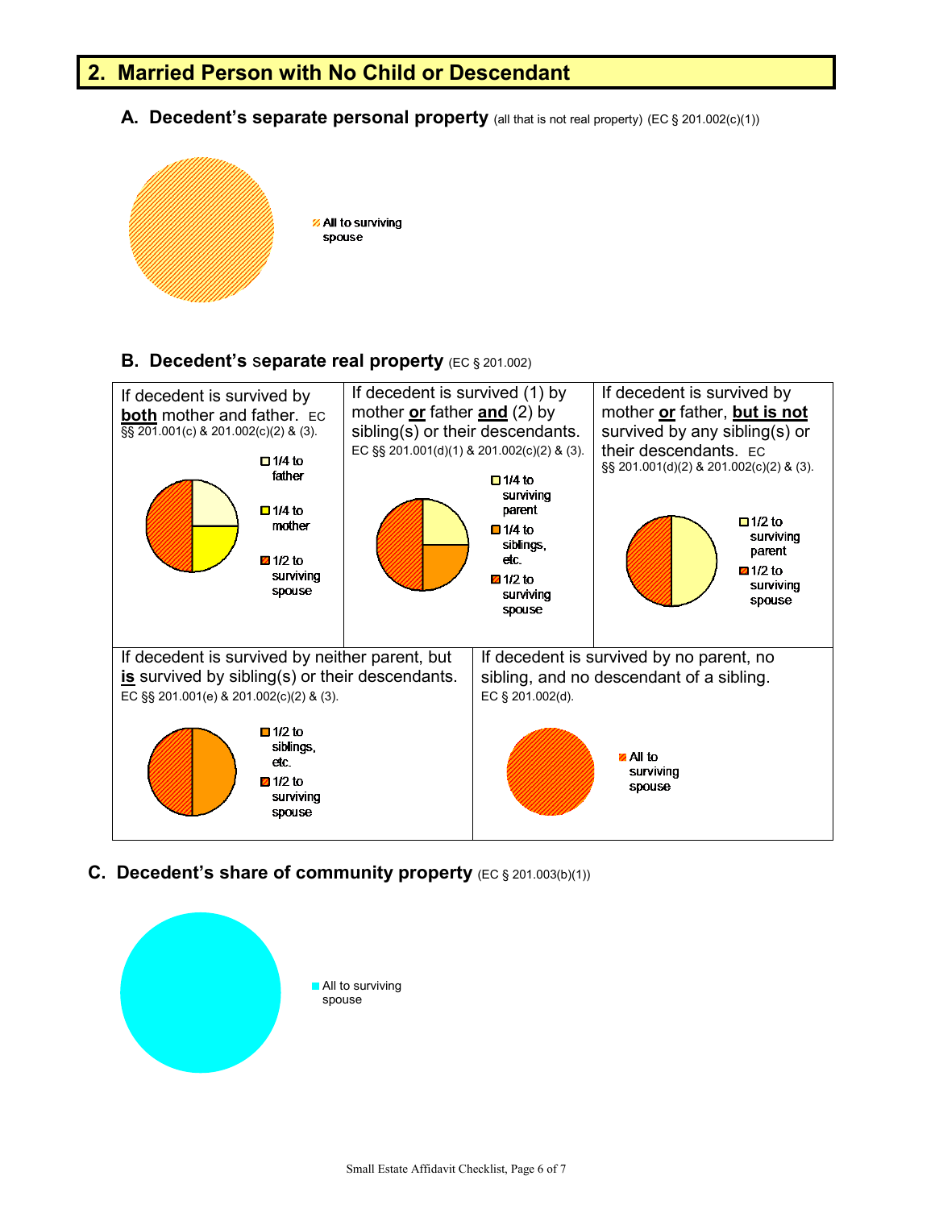## 2. Married Person with No Child or Descendant

### A. Decedent's separate personal property (all that is not real property) (EC § 201.002(c)(1))

All to surviving spouse

### B. Decedent's separate real property (EC § 201.002)

| If decedent is survived by **both** mother and father. EC §§ 201.001(c) & 201.002(c)(2) & (3). | If decedent is survived (1) by mother **or** father **and** (2) by sibling(s) or their descendants. EC §§ 201.001(d)(1) & 201.002(c)(2) & (3). | If decedent is survived by mother **or** father, **but is not** survived by any sibling(s) or their descendants. EC §§ 201.001(d)(2) & 201.002(c)(2) & (3). |
| --- | --- | --- |
| 1/4 to father; 1/4 to mother; 1/2 to surviving spouse | 1/4 to surviving parent; 1/4 to siblings, etc.; 1/2 to surviving spouse | 1/2 to surviving parent; 1/2 to surviving spouse |

| If decedent is survived by neither parent, but **is** survived by sibling(s) or their descendants. EC §§ 201.001(e) & 201.002(c)(2) & (3). | If decedent is survived by no parent, no sibling, and no descendant of a sibling. EC § 201.002(d). |
| --- | --- |
| 1/2 to siblings, etc.; 1/2 to surviving spouse | All to surviving spouse |

### C. Decedent's share of community property (EC § 201.003(b)(1))

All to surviving spouse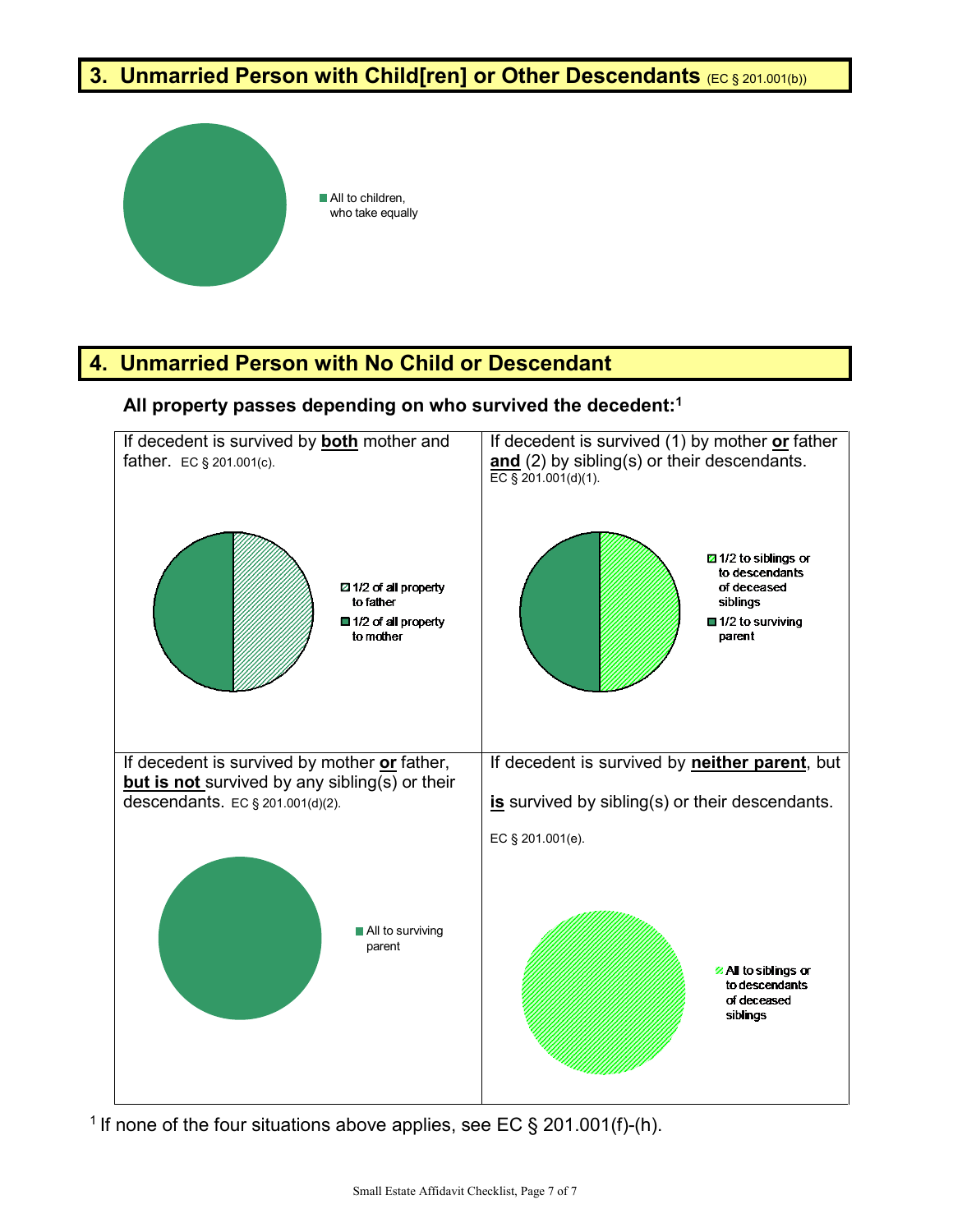## 3. Unmarried Person with Child[ren] or Other Descendants (EC § 201.001(b))

All to children, who take equally

## 4. Unmarried Person with No Child or Descendant

**All property passes depending on who survived the decedent:**[1]

If decedent is survived by **both** mother and father. EC § 201.001(c).

1/2 of all property to father

1/2 of all property to mother

If decedent is survived (1) by mother **or** father **and** (2) by sibling(s) or their descendants. EC § 201.001(d)(1).

1/2 to siblings or to descendants of deceased siblings

1/2 to surviving parent

If decedent is survived by mother **or** father, **but is not** survived by any sibling(s) or their descendants. EC § 201.001(d)(2).

All to surviving parent

If decedent is survived by **neither parent**, but **is** survived by sibling(s) or their descendants.

EC § 201.001(e).

All to siblings or to descendants of deceased siblings

[1] If none of the four situations above applies, see EC § 201.001(f)-(h).